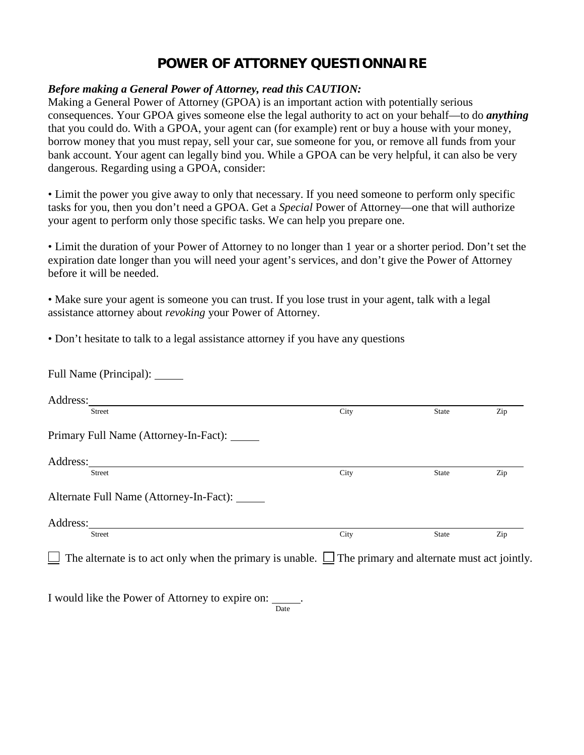# POWER OF ATTORNEY QUESTIONNAIRE

***Before making a General Power of Attorney, read this CAUTION:***

Making a General Power of Attorney (GPOA) is an important action with potentially serious consequences. Your GPOA gives someone else the legal authority to act on your behalf—to do ***anything*** that you could do. With a GPOA, your agent can (for example) rent or buy a house with your money, borrow money that you must repay, sell your car, sue someone for you, or remove all funds from your bank account. Your agent can legally bind you. While a GPOA can be very helpful, it can also be very dangerous. Regarding using a GPOA, consider:

• Limit the power you give away to only that necessary. If you need someone to perform only specific tasks for you, then you don't need a GPOA. Get a *Special* Power of Attorney—one that will authorize your agent to perform only those specific tasks. We can help you prepare one.

• Limit the duration of your Power of Attorney to no longer than 1 year or a shorter period. Don't set the expiration date longer than you will need your agent's services, and don't give the Power of Attorney before it will be needed.

• Make sure your agent is someone you can trust. If you lose trust in your agent, talk with a legal assistance attorney about *revoking* your Power of Attorney.

• Don't hesitate to talk to a legal assistance attorney if you have any questions

Full Name (Principal): _____

Address: ______________________________________________
Street City State Zip

Primary Full Name (Attorney-In-Fact): _____

Address: ______________________________________________
Street City State Zip

Alternate Full Name (Attorney-In-Fact): _____

Address: ______________________________________________
Street City State Zip

☐ The alternate is to act only when the primary is unable. ☐ The primary and alternate must act jointly.

I would like the Power of Attorney to expire on: _____.
Date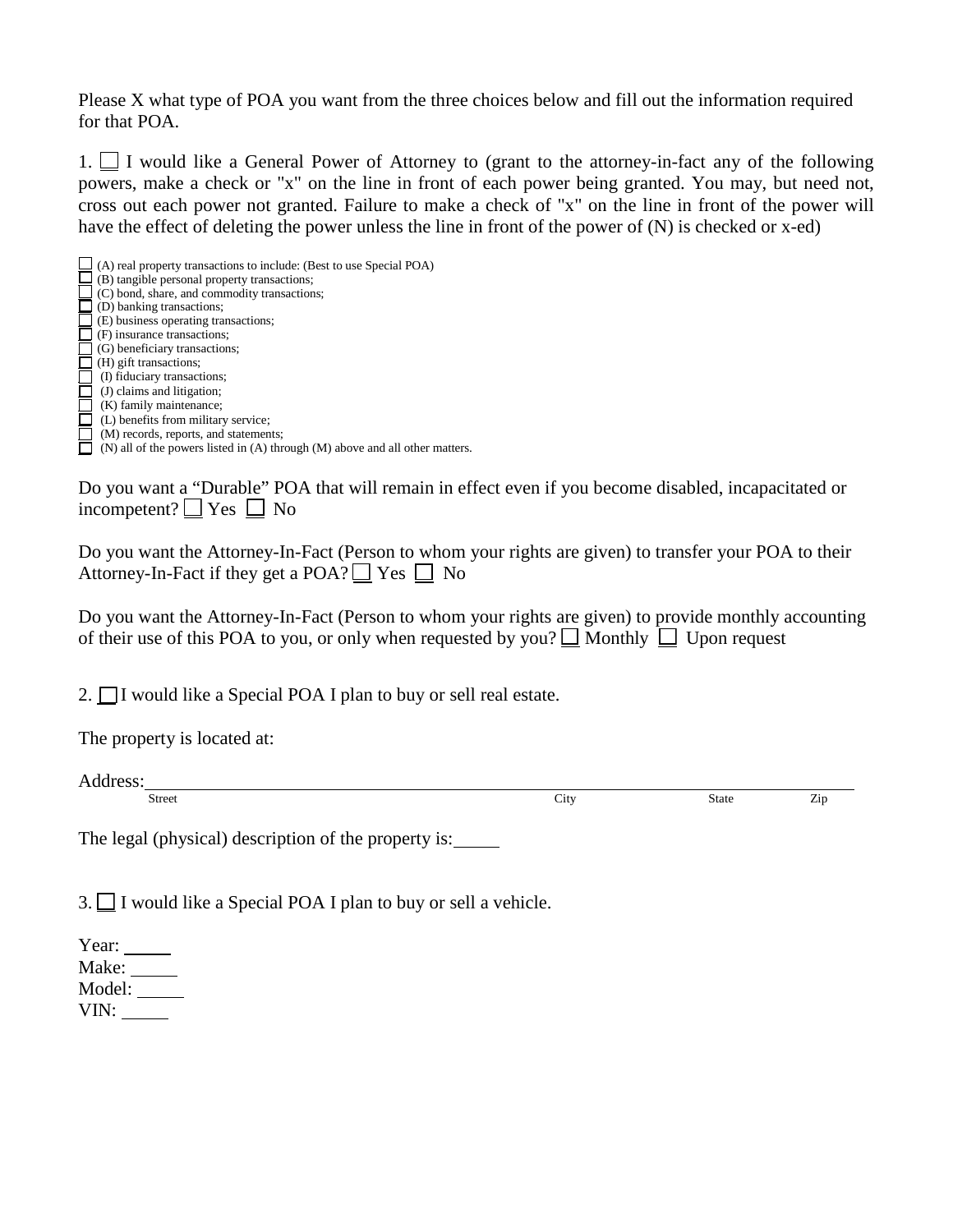Please X what type of POA you want from the three choices below and fill out the information required for that POA.

1. ☐ I would like a General Power of Attorney to (grant to the attorney-in-fact any of the following powers, make a check or "x" on the line in front of each power being granted. You may, but need not, cross out each power not granted. Failure to make a check of "x" on the line in front of the power will have the effect of deleting the power unless the line in front of the power of (N) is checked or x-ed)

☐ (A) real property transactions to include: (Best to use Special POA)
☐ (B) tangible personal property transactions;
☐ (C) bond, share, and commodity transactions;
☐ (D) banking transactions;
☐ (E) business operating transactions;
☐ (F) insurance transactions;
☐ (G) beneficiary transactions;
☐ (H) gift transactions;
☐ (I) fiduciary transactions;
☐ (J) claims and litigation;
☐ (K) family maintenance;
☐ (L) benefits from military service;
☐ (M) records, reports, and statements;
☐ (N) all of the powers listed in (A) through (M) above and all other matters.

Do you want a "Durable" POA that will remain in effect even if you become disabled, incapacitated or incompetent? ☐ Yes ☐ No

Do you want the Attorney-In-Fact (Person to whom your rights are given) to transfer your POA to their Attorney-In-Fact if they get a POA? ☐ Yes ☐ No

Do you want the Attorney-In-Fact (Person to whom your rights are given) to provide monthly accounting of their use of this POA to you, or only when requested by you? ☐ Monthly ☐ Upon request

2. ☐ I would like a Special POA I plan to buy or sell real estate.

The property is located at:

Address: ______________________________________________________________
Street City State Zip

The legal (physical) description of the property is: _____

3. ☐ I would like a Special POA I plan to buy or sell a vehicle.

Year: _____
Make: _____
Model: _____
VIN: _____